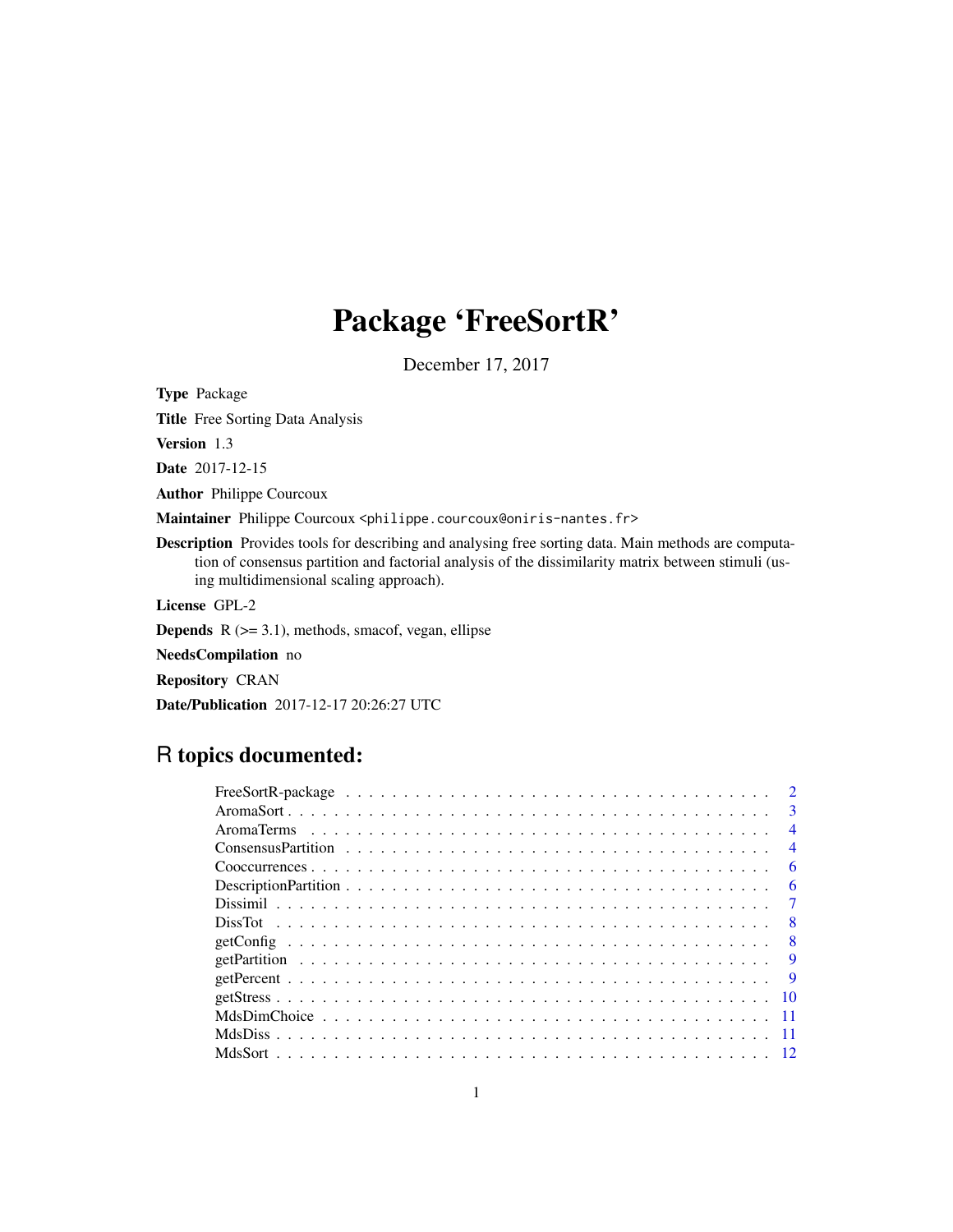# Package 'FreeSortR'

December 17, 2017

**Type** Package

**Title** Free Sorting Data Analysis

**Version** 1.3

**Date** 2017-12-15

**Author** Philippe Courcoux

**Maintainer** Philippe Courcoux <philippe.courcoux@oniris-nantes.fr>

**Description** Provides tools for describing and analysing free sorting data. Main methods are computation of consensus partition and factorial analysis of the dissimilarity matrix between stimuli (using multidimensional scaling approach).

**License** GPL-2

**Depends** R (>= 3.1), methods, smacof, vegan, ellipse

**NeedsCompilation** no

**Repository** CRAN

**Date/Publication** 2017-12-17 20:26:27 UTC

## R topics documented:

| | |
|---|---|
| FreeSortR-package | 2 |
| AromaSort | 3 |
| AromaTerms | 4 |
| ConsensusPartition | 4 |
| Cooccurrences | 6 |
| DescriptionPartition | 6 |
| Dissimil | 7 |
| DissTot | 8 |
| getConfig | 8 |
| getPartition | 9 |
| getPercent | 9 |
| getStress | 10 |
| MdsDimChoice | 11 |
| MdsDiss | 11 |
| MdsSort | 12 |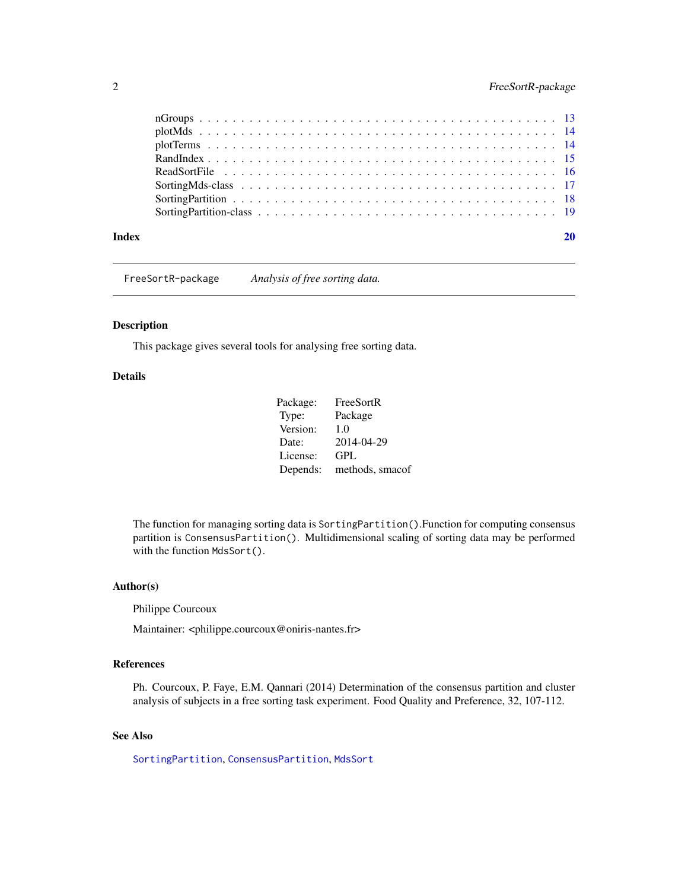nGroups . . . . . . . . . . . . . . . . . . . . . . . . . . . . . . . . . . . . . . . . 13
plotMds . . . . . . . . . . . . . . . . . . . . . . . . . . . . . . . . . . . . . . . . 14
plotTerms . . . . . . . . . . . . . . . . . . . . . . . . . . . . . . . . . . . . . . . 14
RandIndex . . . . . . . . . . . . . . . . . . . . . . . . . . . . . . . . . . . . . . . 15
ReadSortFile . . . . . . . . . . . . . . . . . . . . . . . . . . . . . . . . . . . . . 16
SortingMds-class . . . . . . . . . . . . . . . . . . . . . . . . . . . . . . . . . . . 17
SortingPartition . . . . . . . . . . . . . . . . . . . . . . . . . . . . . . . . . . . 18
SortingPartition-class . . . . . . . . . . . . . . . . . . . . . . . . . . . . . . . . 19

**Index** **20**

---

`FreeSortR-package` *Analysis of free sorting data.*

---

## Description

This package gives several tools for analysing free sorting data.

## Details

| | |
|---|---|
| Package: | FreeSortR |
| Type: | Package |
| Version: | 1.0 |
| Date: | 2014-04-29 |
| License: | GPL |
| Depends: | methods, smacof |

The function for managing sorting data is `SortingPartition()`.Function for computing consensus partition is `ConsensusPartition()`. Multidimensional scaling of sorting data may be performed with the function `MdsSort()`.

## Author(s)

Philippe Courcoux

Maintainer: <philippe.courcoux@oniris-nantes.fr>

## References

Ph. Courcoux, P. Faye, E.M. Qannari (2014) Determination of the consensus partition and cluster analysis of subjects in a free sorting task experiment. Food Quality and Preference, 32, 107-112.

## See Also

`SortingPartition`, `ConsensusPartition`, `MdsSort`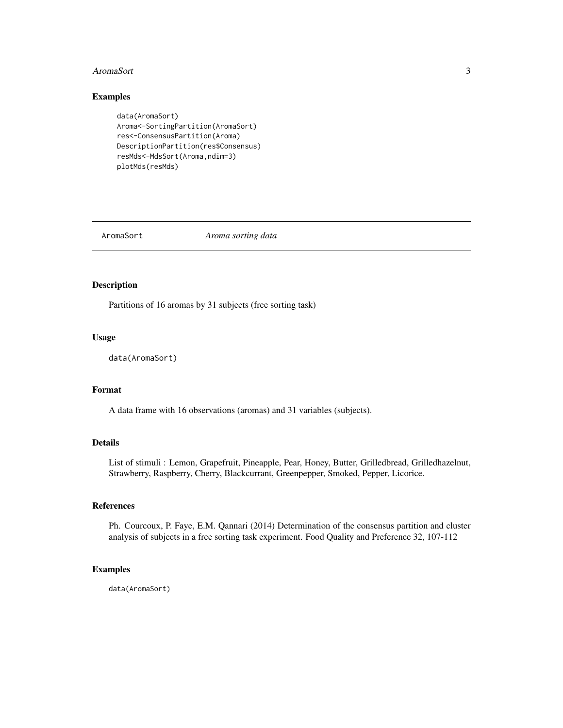## Examples

```
data(AromaSort)
Aroma<-SortingPartition(AromaSort)
res<-ConsensusPartition(Aroma)
DescriptionPartition(res$Consensus)
resMds<-MdsSort(Aroma,ndim=3)
plotMds(resMds)
```

---

# AromaSort *Aroma sorting data*

---

## Description

Partitions of 16 aromas by 31 subjects (free sorting task)

## Usage

```
data(AromaSort)
```

## Format

A data frame with 16 observations (aromas) and 31 variables (subjects).

## Details

List of stimuli : Lemon, Grapefruit, Pineapple, Pear, Honey, Butter, Grilledbread, Grilledhazelnut, Strawberry, Raspberry, Cherry, Blackcurrant, Greenpepper, Smoked, Pepper, Licorice.

## References

Ph. Courcoux, P. Faye, E.M. Qannari (2014) Determination of the consensus partition and cluster analysis of subjects in a free sorting task experiment. Food Quality and Preference 32, 107-112

## Examples

```
data(AromaSort)
```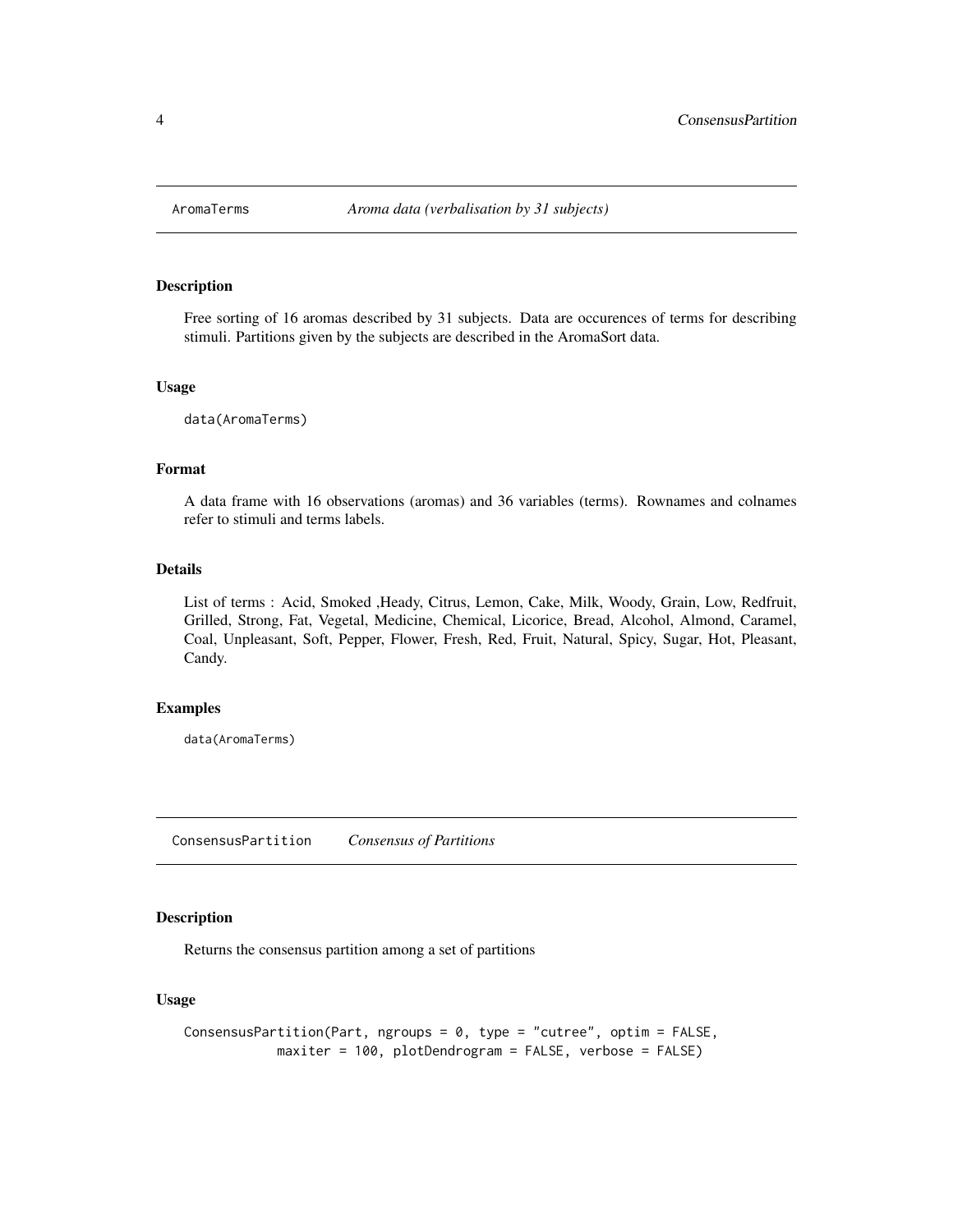## AromaTerms *Aroma data (verbalisation by 31 subjects)*

### Description

Free sorting of 16 aromas described by 31 subjects. Data are occurences of terms for describing stimuli. Partitions given by the subjects are described in the AromaSort data.

### Usage

```
data(AromaTerms)
```

### Format

A data frame with 16 observations (aromas) and 36 variables (terms). Rownames and colnames refer to stimuli and terms labels.

### Details

List of terms : Acid, Smoked ,Heady, Citrus, Lemon, Cake, Milk, Woody, Grain, Low, Redfruit, Grilled, Strong, Fat, Vegetal, Medicine, Chemical, Licorice, Bread, Alcohol, Almond, Caramel, Coal, Unpleasant, Soft, Pepper, Flower, Fresh, Red, Fruit, Natural, Spicy, Sugar, Hot, Pleasant, Candy.

### Examples

```
data(AromaTerms)
```

## ConsensusPartition *Consensus of Partitions*

### Description

Returns the consensus partition among a set of partitions

### Usage

```
ConsensusPartition(Part, ngroups = 0, type = "cutree", optim = FALSE,
            maxiter = 100, plotDendrogram = FALSE, verbose = FALSE)
```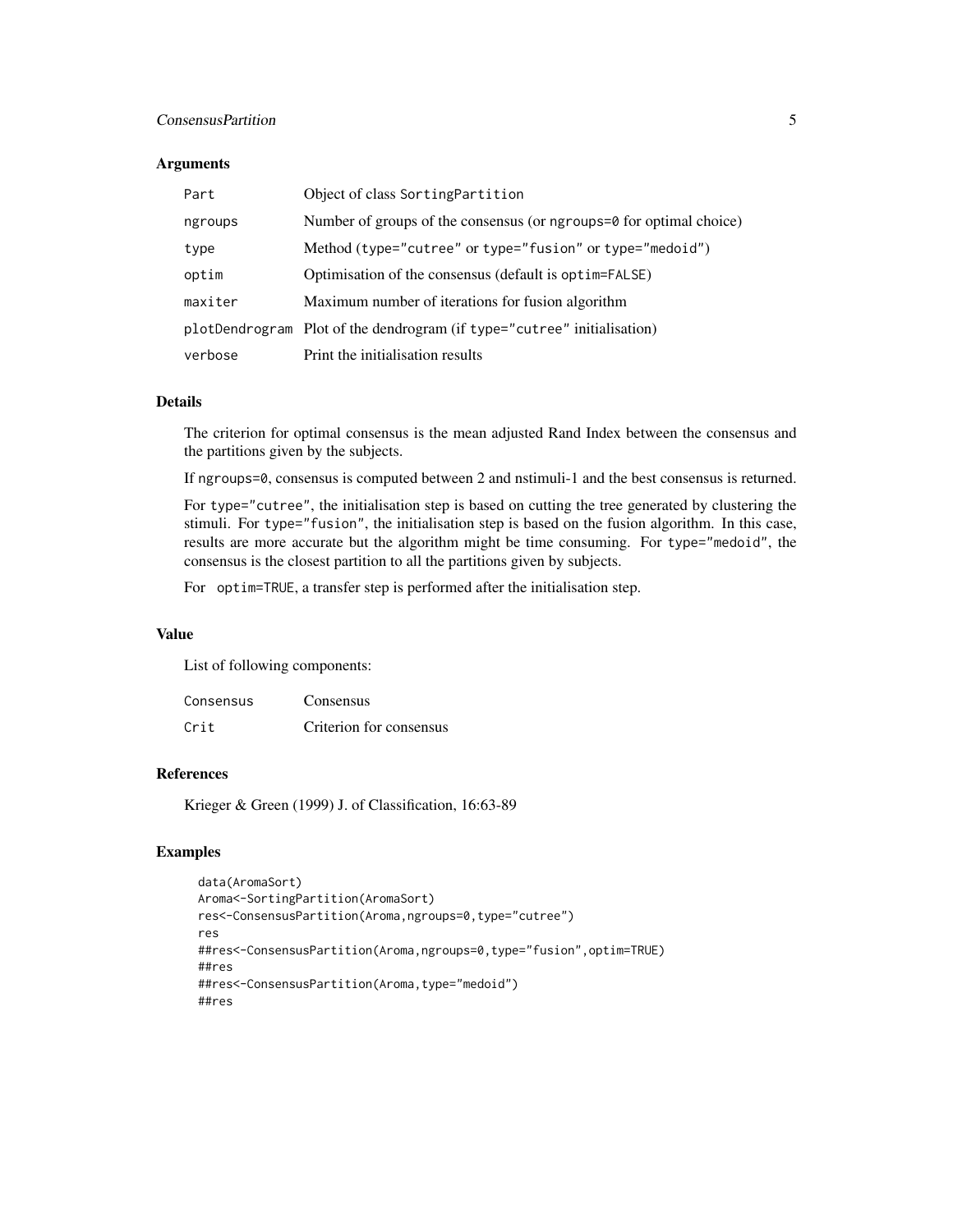## Arguments

| | |
|---|---|
| Part | Object of class SortingPartition |
| ngroups | Number of groups of the consensus (or ngroups=0 for optimal choice) |
| type | Method (type="cutree" or type="fusion" or type="medoid") |
| optim | Optimisation of the consensus (default is optim=FALSE) |
| maxiter | Maximum number of iterations for fusion algorithm |
| plotDendrogram | Plot of the dendrogram (if type="cutree" initialisation) |
| verbose | Print the initialisation results |

## Details

The criterion for optimal consensus is the mean adjusted Rand Index between the consensus and the partitions given by the subjects.

If ngroups=0, consensus is computed between 2 and nstimuli-1 and the best consensus is returned.

For type="cutree", the initialisation step is based on cutting the tree generated by clustering the stimuli. For type="fusion", the initialisation step is based on the fusion algorithm. In this case, results are more accurate but the algorithm might be time consuming. For type="medoid", the consensus is the closest partition to all the partitions given by subjects.

For optim=TRUE, a transfer step is performed after the initialisation step.

## Value

List of following components:

| | |
|---|---|
| Consensus | Consensus |
| Crit | Criterion for consensus |

## References

Krieger & Green (1999) J. of Classification, 16:63-89

## Examples

```
data(AromaSort)
Aroma<-SortingPartition(AromaSort)
res<-ConsensusPartition(Aroma,ngroups=0,type="cutree")
res
##res<-ConsensusPartition(Aroma,ngroups=0,type="fusion",optim=TRUE)
##res
##res<-ConsensusPartition(Aroma,type="medoid")
##res
```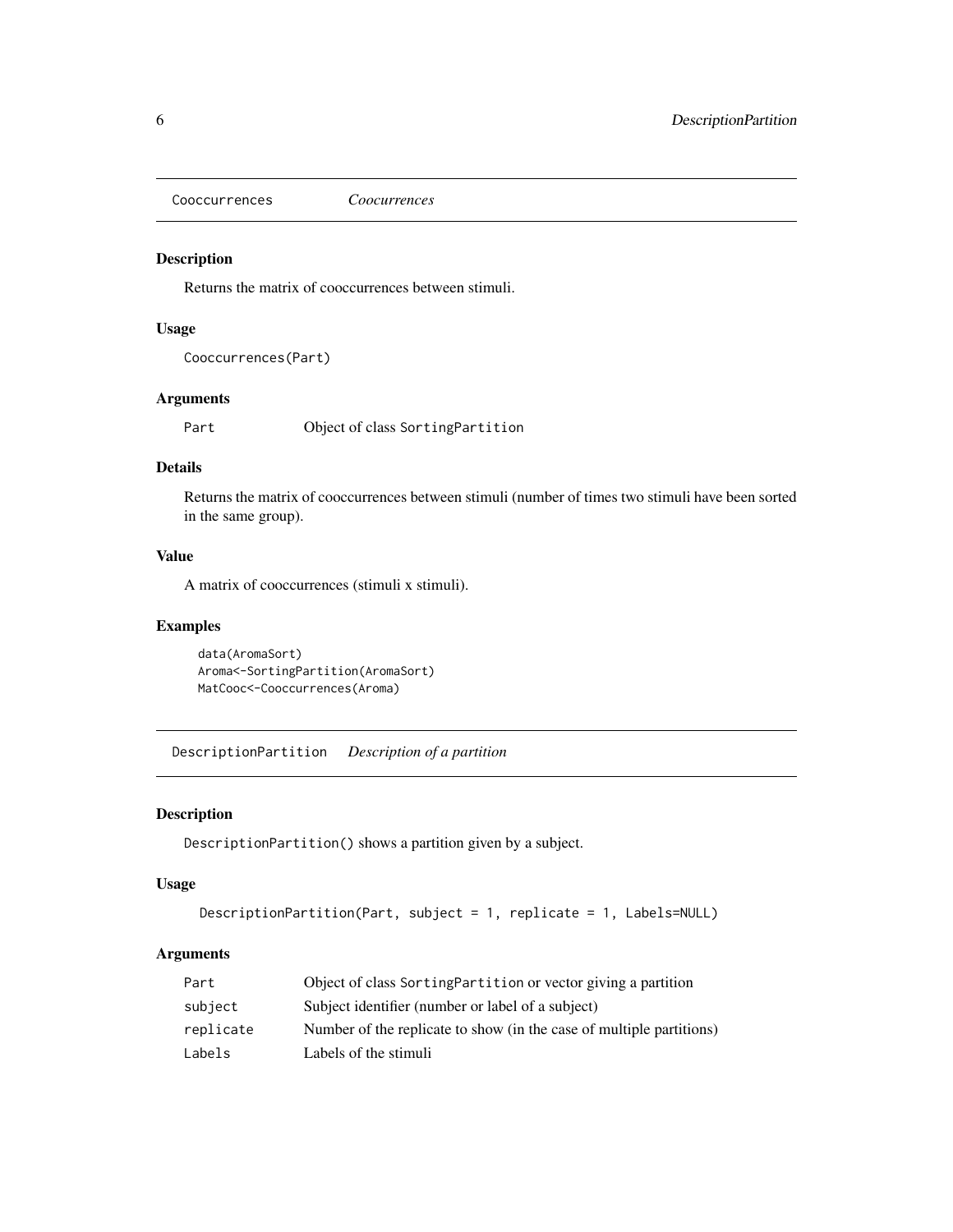## Cooccurrences *Cooccurrences*

### Description

Returns the matrix of cooccurrences between stimuli.

### Usage

```
Cooccurrences(Part)
```

### Arguments

| | |
|---|---|
| Part | Object of class SortingPartition |

### Details

Returns the matrix of cooccurrences between stimuli (number of times two stimuli have been sorted in the same group).

### Value

A matrix of cooccurrences (stimuli x stimuli).

### Examples

```
data(AromaSort)
Aroma<-SortingPartition(AromaSort)
MatCooc<-Cooccurrences(Aroma)
```

## DescriptionPartition *Description of a partition*

### Description

DescriptionPartition() shows a partition given by a subject.

### Usage

```
DescriptionPartition(Part, subject = 1, replicate = 1, Labels=NULL)
```

### Arguments

| | |
|---|---|
| Part | Object of class SortingPartition or vector giving a partition |
| subject | Subject identifier (number or label of a subject) |
| replicate | Number of the replicate to show (in the case of multiple partitions) |
| Labels | Labels of the stimuli |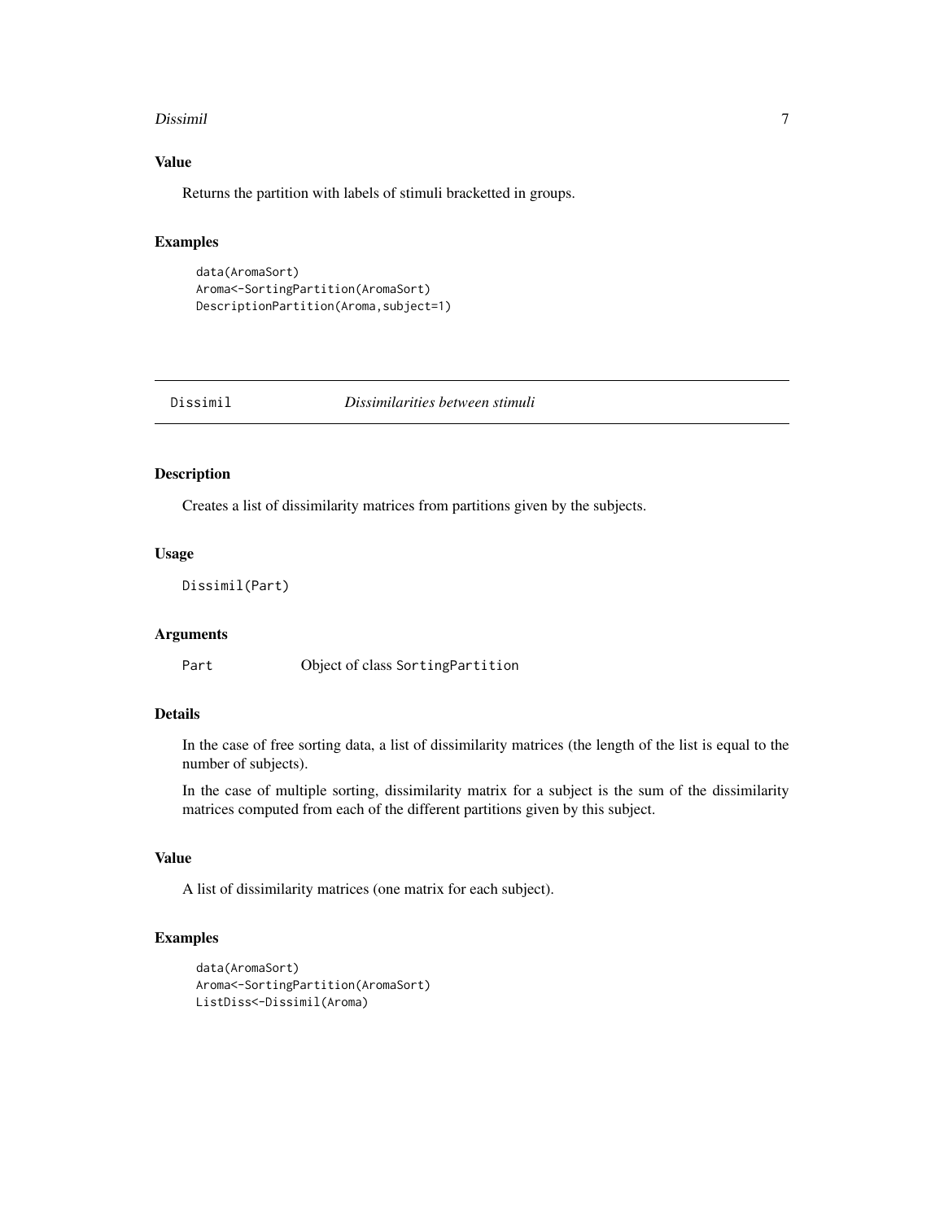### Value

Returns the partition with labels of stimuli bracketted in groups.

### Examples

```
data(AromaSort)
Aroma<-SortingPartition(AromaSort)
DescriptionPartition(Aroma,subject=1)
```

---

## Dissimil    *Dissimilarities between stimuli*

---

### Description

Creates a list of dissimilarity matrices from partitions given by the subjects.

### Usage

```
Dissimil(Part)
```

### Arguments

| | |
|---|---|
| Part | Object of class SortingPartition |

### Details

In the case of free sorting data, a list of dissimilarity matrices (the length of the list is equal to the number of subjects).

In the case of multiple sorting, dissimilarity matrix for a subject is the sum of the dissimilarity matrices computed from each of the different partitions given by this subject.

### Value

A list of dissimilarity matrices (one matrix for each subject).

### Examples

```
data(AromaSort)
Aroma<-SortingPartition(AromaSort)
ListDiss<-Dissimil(Aroma)
```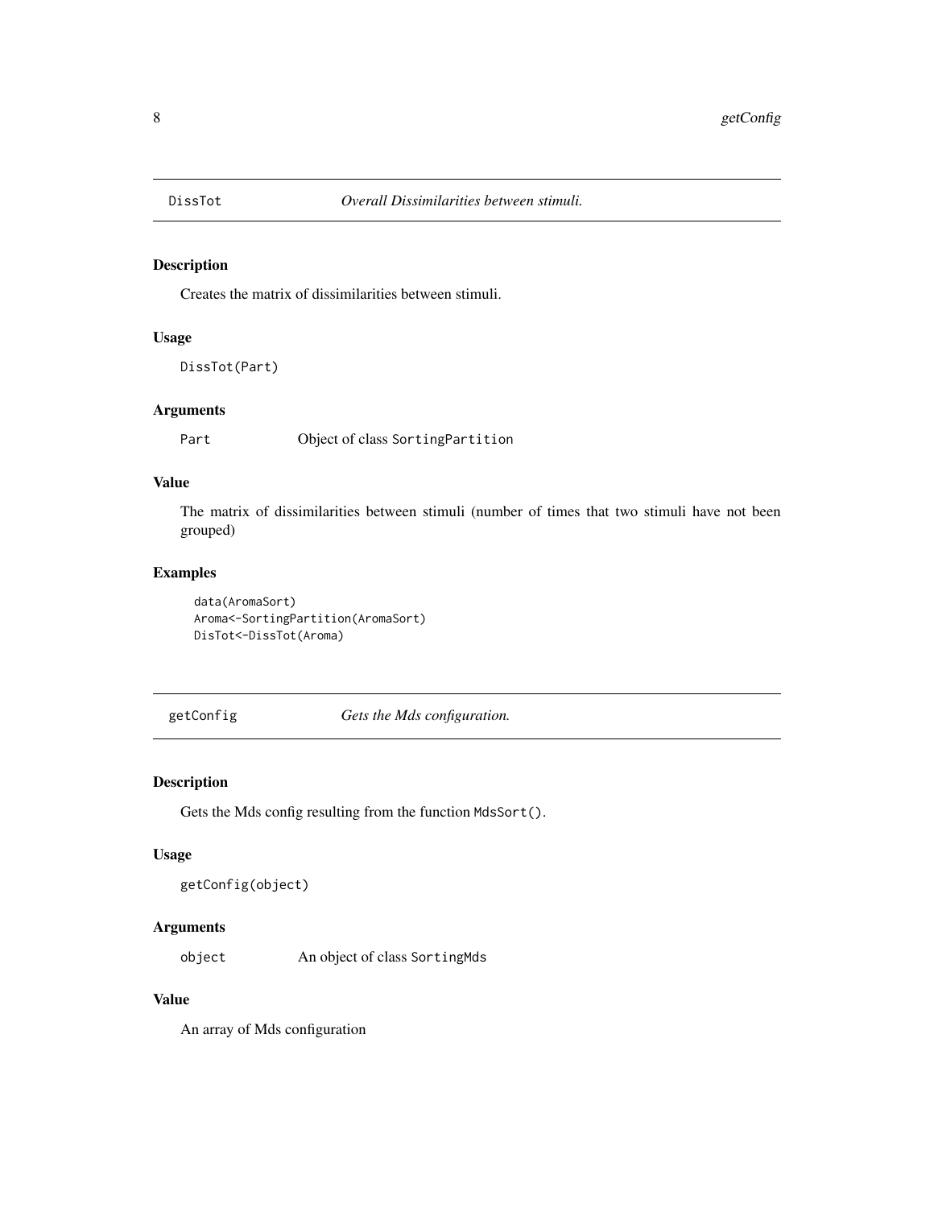## DissTot *Overall Dissimilarities between stimuli.*

### Description

Creates the matrix of dissimilarities between stimuli.

### Usage

```
DissTot(Part)
```

### Arguments

| | |
|---|---|
| Part | Object of class SortingPartition |

### Value

The matrix of dissimilarities between stimuli (number of times that two stimuli have not been grouped)

### Examples

```
data(AromaSort)
Aroma<-SortingPartition(AromaSort)
DisTot<-DissTot(Aroma)
```

## getConfig *Gets the Mds configuration.*

### Description

Gets the Mds config resulting from the function MdsSort().

### Usage

```
getConfig(object)
```

### Arguments

| | |
|---|---|
| object | An object of class SortingMds |

### Value

An array of Mds configuration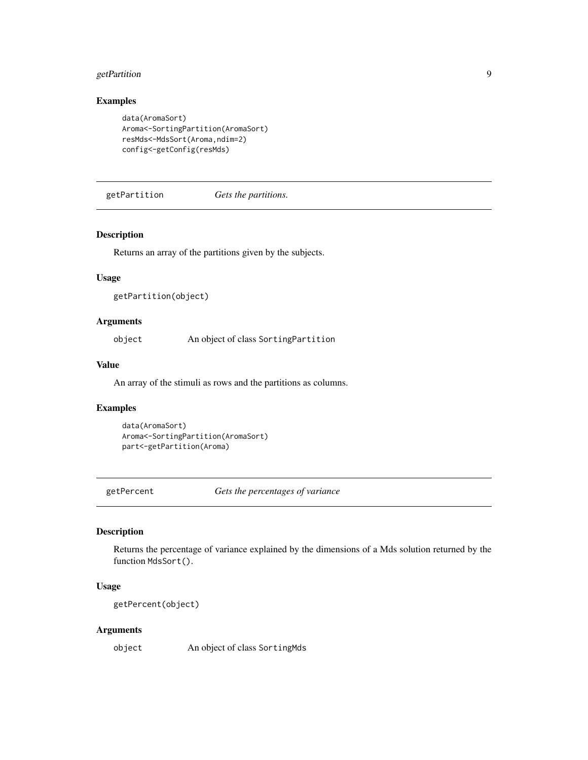### Examples

```
data(AromaSort)
Aroma<-SortingPartition(AromaSort)
resMds<-MdsSort(Aroma,ndim=2)
config<-getConfig(resMds)
```

---

## getPartition *Gets the partitions.*

---

### Description

Returns an array of the partitions given by the subjects.

### Usage

```
getPartition(object)
```

### Arguments

| | |
|---|---|
| object | An object of class SortingPartition |

### Value

An array of the stimuli as rows and the partitions as columns.

### Examples

```
data(AromaSort)
Aroma<-SortingPartition(AromaSort)
part<-getPartition(Aroma)
```

---

## getPercent *Gets the percentages of variance*

---

### Description

Returns the percentage of variance explained by the dimensions of a Mds solution returned by the function MdsSort().

### Usage

```
getPercent(object)
```

### Arguments

| | |
|---|---|
| object | An object of class SortingMds |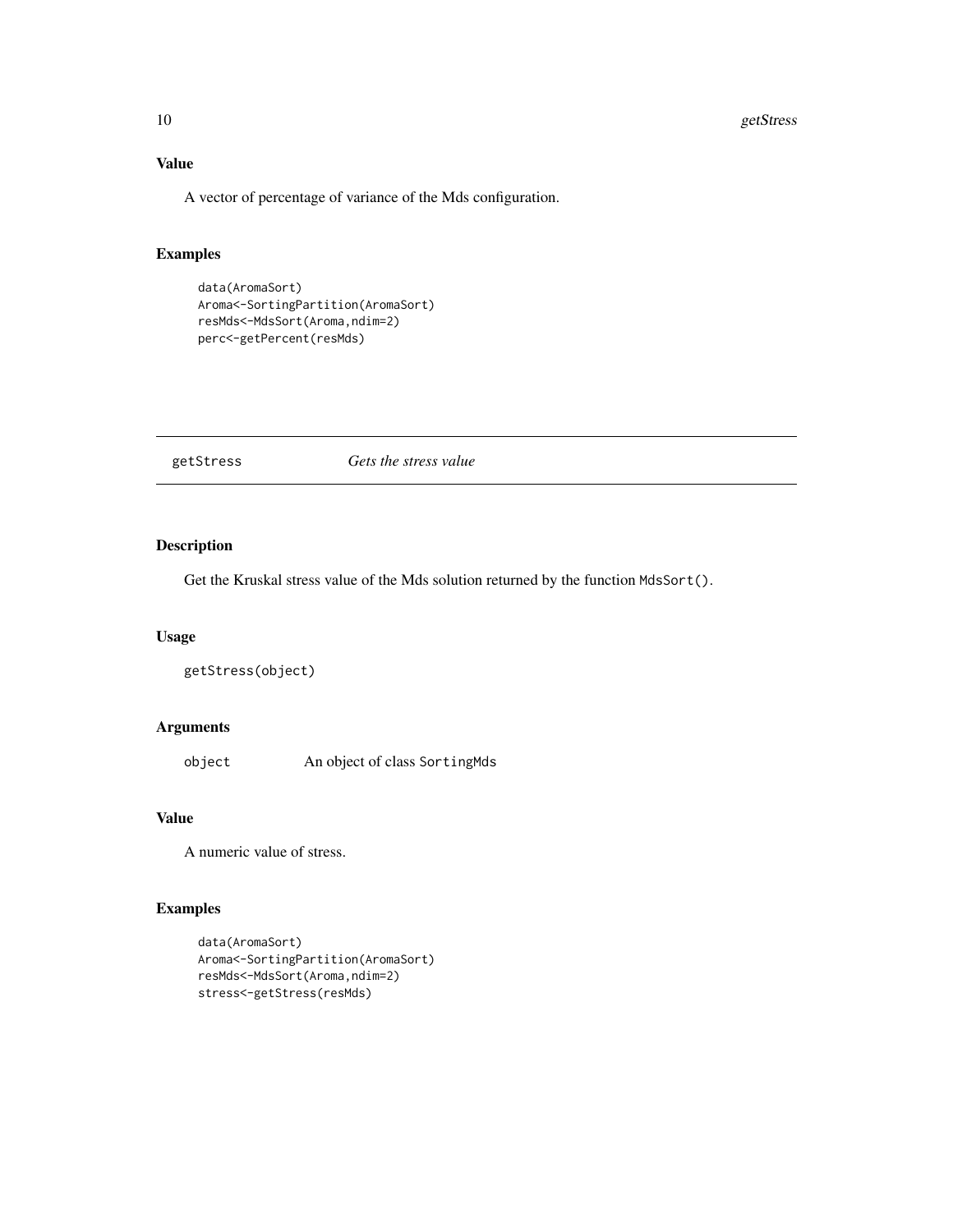### Value

A vector of percentage of variance of the Mds configuration.

### Examples

```
data(AromaSort)
Aroma<-SortingPartition(AromaSort)
resMds<-MdsSort(Aroma,ndim=2)
perc<-getPercent(resMds)
```

---

## getStress *Gets the stress value*

---

### Description

Get the Kruskal stress value of the Mds solution returned by the function `MdsSort()`.

### Usage

```
getStress(object)
```

### Arguments

| | |
|---|---|
| `object` | An object of class `SortingMds` |

### Value

A numeric value of stress.

### Examples

```
data(AromaSort)
Aroma<-SortingPartition(AromaSort)
resMds<-MdsSort(Aroma,ndim=2)
stress<-getStress(resMds)
```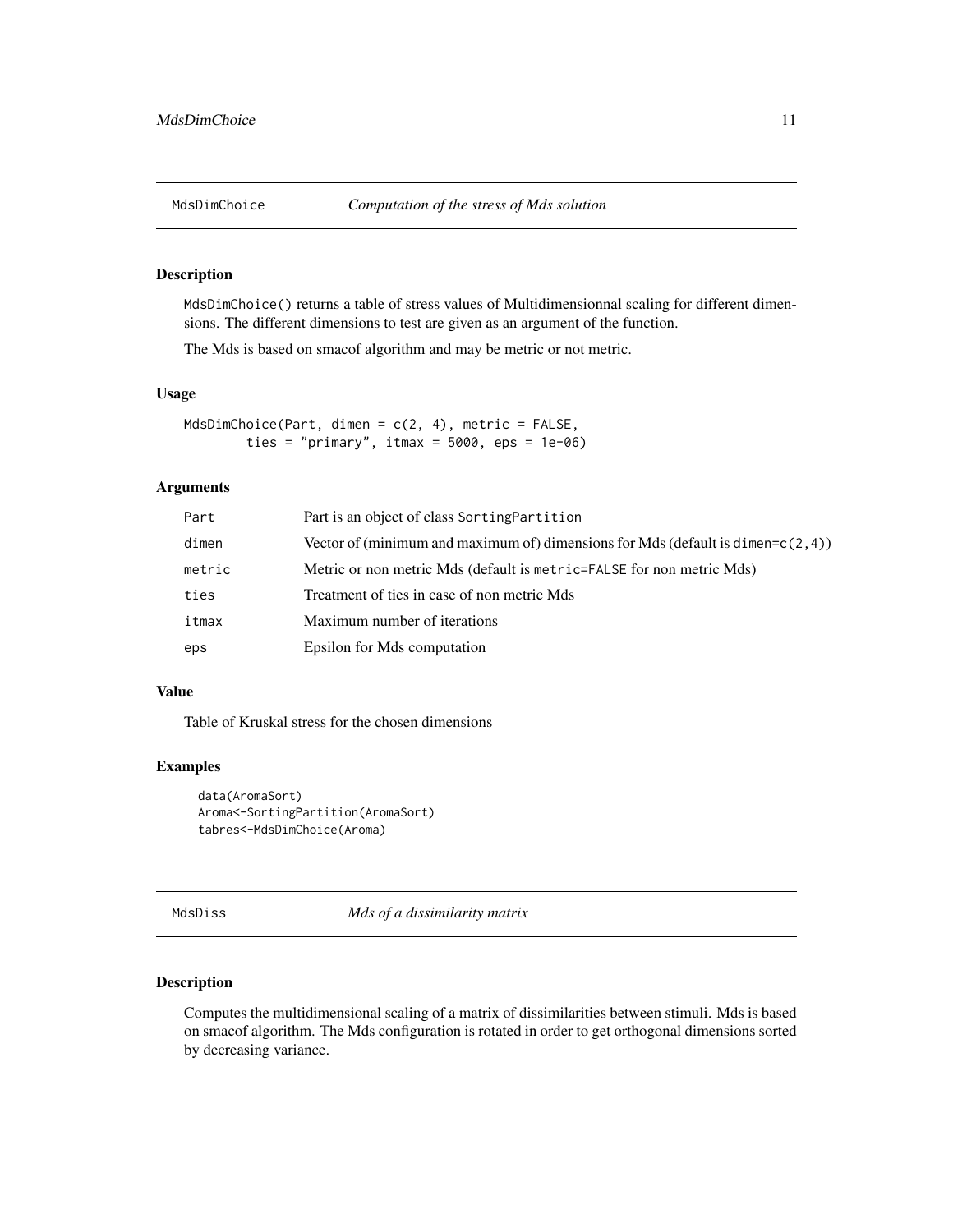## MdsDimChoice — *Computation of the stress of Mds solution*

### Description

MdsDimChoice() returns a table of stress values of Multidimensionnal scaling for different dimensions. The different dimensions to test are given as an argument of the function.

The Mds is based on smacof algorithm and may be metric or not metric.

### Usage

```
MdsDimChoice(Part, dimen = c(2, 4), metric = FALSE,
        ties = "primary", itmax = 5000, eps = 1e-06)
```

### Arguments

| | |
|---|---|
| Part | Part is an object of class SortingPartition |
| dimen | Vector of (minimum and maximum of) dimensions for Mds (default is dimen=c(2,4)) |
| metric | Metric or non metric Mds (default is metric=FALSE for non metric Mds) |
| ties | Treatment of ties in case of non metric Mds |
| itmax | Maximum number of iterations |
| eps | Epsilon for Mds computation |

### Value

Table of Kruskal stress for the chosen dimensions

### Examples

```
data(AromaSort)
Aroma<-SortingPartition(AromaSort)
tabres<-MdsDimChoice(Aroma)
```

## MdsDiss — *Mds of a dissimilarity matrix*

### Description

Computes the multidimensional scaling of a matrix of dissimilarities between stimuli. Mds is based on smacof algorithm. The Mds configuration is rotated in order to get orthogonal dimensions sorted by decreasing variance.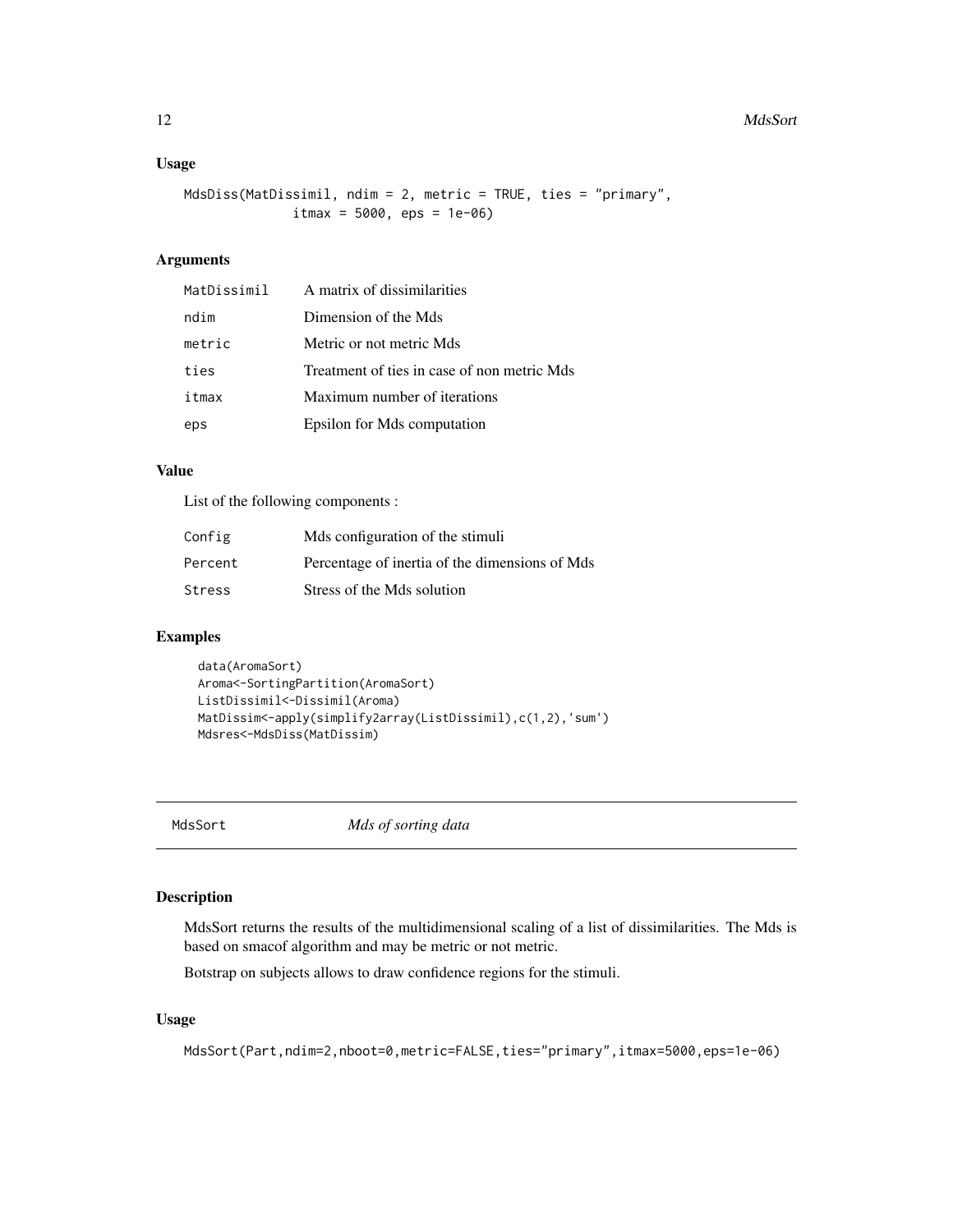### Usage

```
MdsDiss(MatDissimil, ndim = 2, metric = TRUE, ties = "primary",
              itmax = 5000, eps = 1e-06)
```

### Arguments

| | |
|---|---|
| MatDissimil | A matrix of dissimilarities |
| ndim | Dimension of the Mds |
| metric | Metric or not metric Mds |
| ties | Treatment of ties in case of non metric Mds |
| itmax | Maximum number of iterations |
| eps | Epsilon for Mds computation |

### Value

List of the following components :

| | |
|---|---|
| Config | Mds configuration of the stimuli |
| Percent | Percentage of inertia of the dimensions of Mds |
| Stress | Stress of the Mds solution |

### Examples

```
data(AromaSort)
Aroma<-SortingPartition(AromaSort)
ListDissimil<-Dissimil(Aroma)
MatDissim<-apply(simplify2array(ListDissimil),c(1,2),'sum')
Mdsres<-MdsDiss(MatDissim)
```

---

## MdsSort *Mds of sorting data*

---

### Description

MdsSort returns the results of the multidimensional scaling of a list of dissimilarities. The Mds is based on smacof algorithm and may be metric or not metric.

Botstrap on subjects allows to draw confidence regions for the stimuli.

### Usage

```
MdsSort(Part,ndim=2,nboot=0,metric=FALSE,ties="primary",itmax=5000,eps=1e-06)
```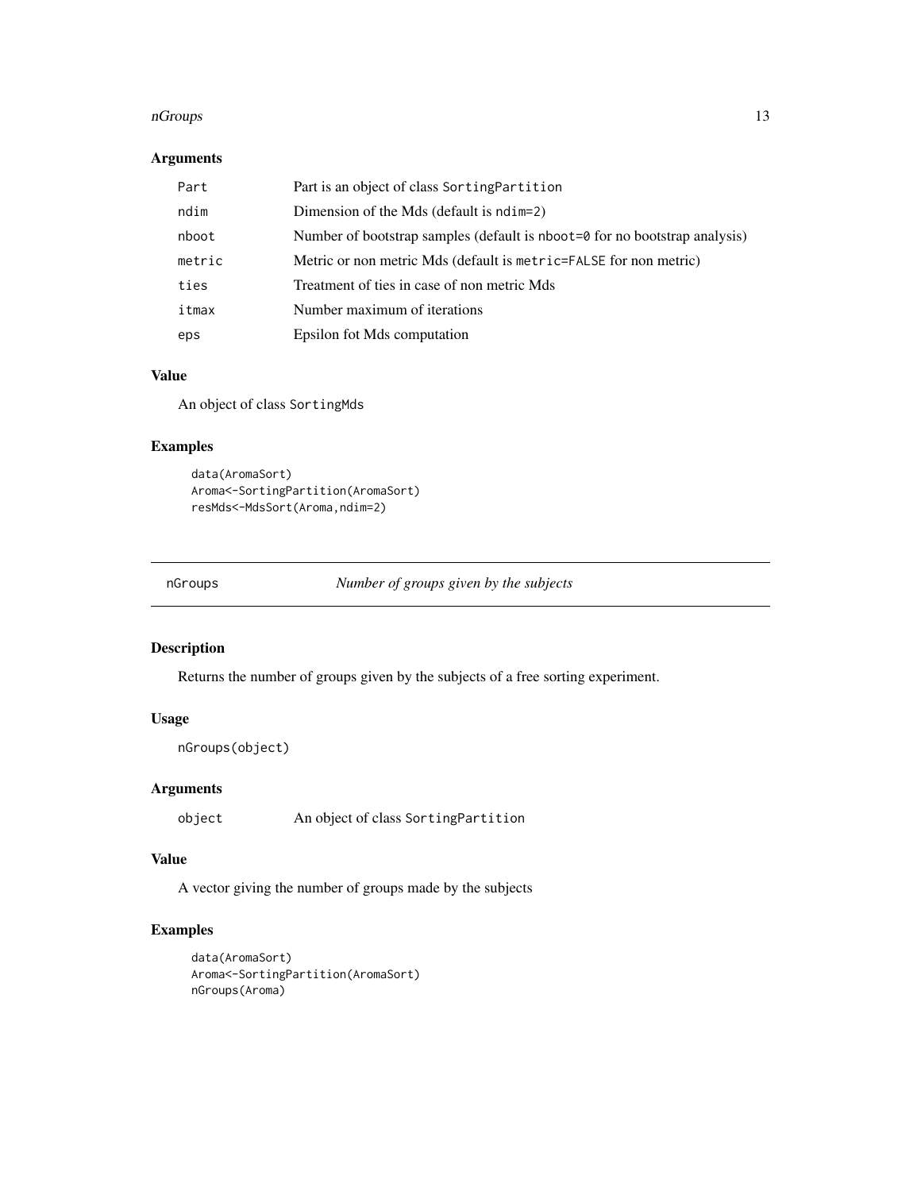### Arguments

| | |
|---|---|
| Part | Part is an object of class SortingPartition |
| ndim | Dimension of the Mds (default is ndim=2) |
| nboot | Number of bootstrap samples (default is nboot=0 for no bootstrap analysis) |
| metric | Metric or non metric Mds (default is metric=FALSE for non metric) |
| ties | Treatment of ties in case of non metric Mds |
| itmax | Number maximum of iterations |
| eps | Epsilon fot Mds computation |

### Value

An object of class SortingMds

### Examples

```
data(AromaSort)
Aroma<-SortingPartition(AromaSort)
resMds<-MdsSort(Aroma,ndim=2)
```

---

## nGroups — *Number of groups given by the subjects*

---

### Description

Returns the number of groups given by the subjects of a free sorting experiment.

### Usage

```
nGroups(object)
```

### Arguments

| | |
|---|---|
| object | An object of class SortingPartition |

### Value

A vector giving the number of groups made by the subjects

### Examples

```
data(AromaSort)
Aroma<-SortingPartition(AromaSort)
nGroups(Aroma)
```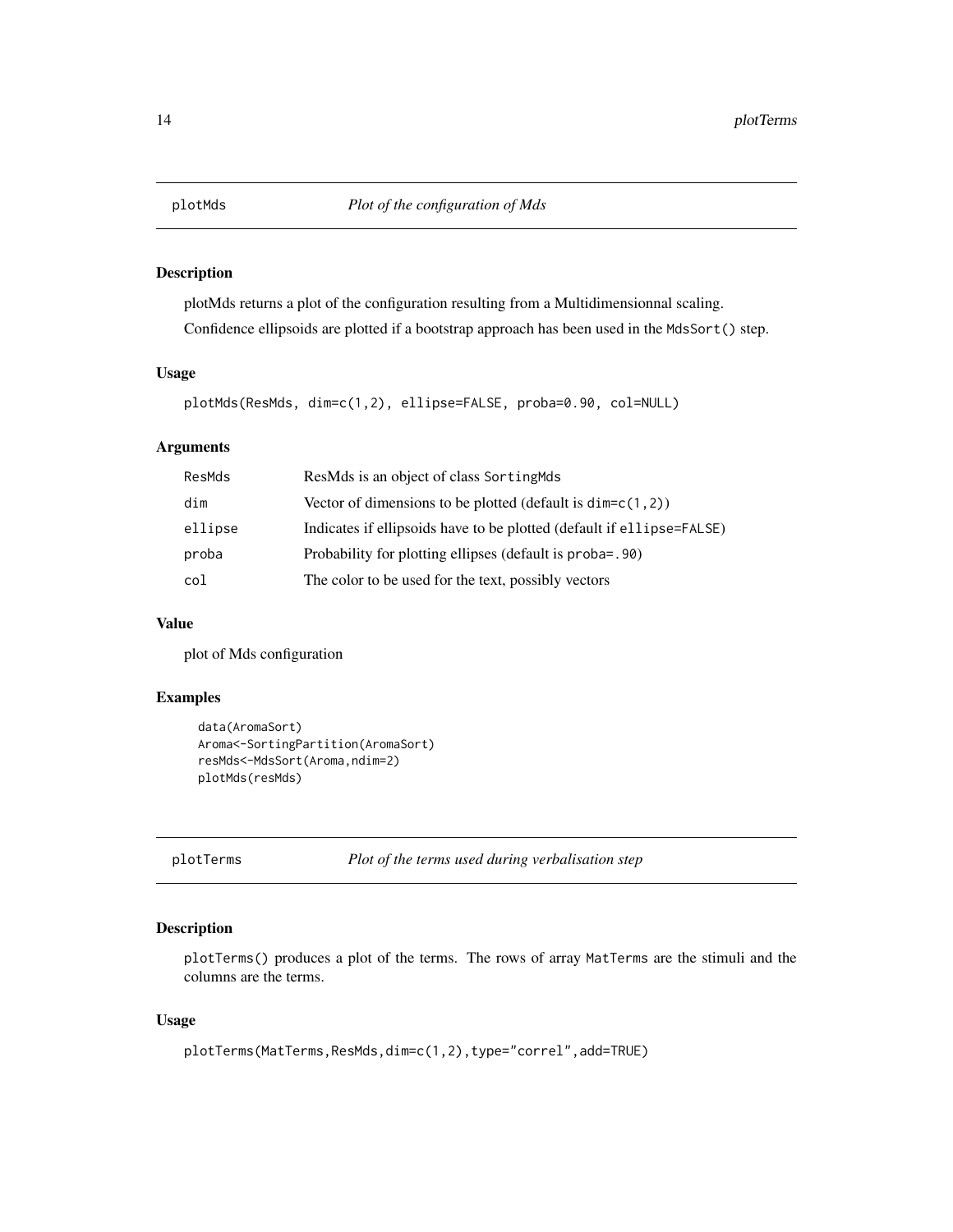## plotMds *Plot of the configuration of Mds*

### Description

plotMds returns a plot of the configuration resulting from a Multidimensionnal scaling.

Confidence ellipsoids are plotted if a bootstrap approach has been used in the `MdsSort()` step.

### Usage

```
plotMds(ResMds, dim=c(1,2), ellipse=FALSE, proba=0.90, col=NULL)
```

### Arguments

| | |
|---|---|
| ResMds | ResMds is an object of class `SortingMds` |
| dim | Vector of dimensions to be plotted (default is `dim=c(1,2)`) |
| ellipse | Indicates if ellipsoids have to be plotted (default if `ellipse=FALSE`) |
| proba | Probability for plotting ellipses (default is `proba=.90`) |
| col | The color to be used for the text, possibly vectors |

### Value

plot of Mds configuration

### Examples

```
data(AromaSort)
Aroma<-SortingPartition(AromaSort)
resMds<-MdsSort(Aroma,ndim=2)
plotMds(resMds)
```

## plotTerms *Plot of the terms used during verbalisation step*

### Description

`plotTerms()` produces a plot of the terms. The rows of array `MatTerms` are the stimuli and the columns are the terms.

### Usage

```
plotTerms(MatTerms,ResMds,dim=c(1,2),type="correl",add=TRUE)
```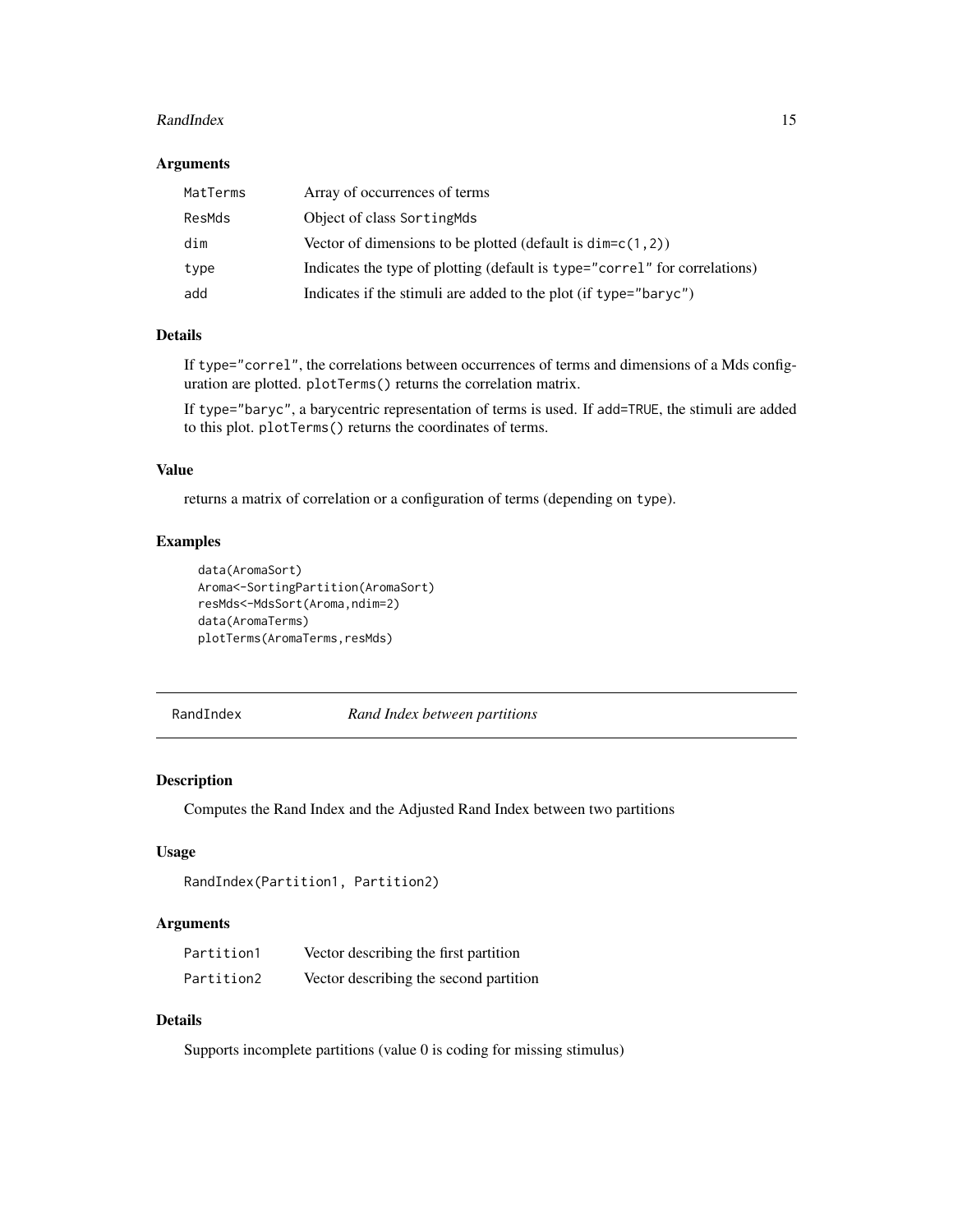### Arguments

| | |
|---|---|
| MatTerms | Array of occurrences of terms |
| ResMds | Object of class SortingMds |
| dim | Vector of dimensions to be plotted (default is dim=c(1,2)) |
| type | Indicates the type of plotting (default is type="correl" for correlations) |
| add | Indicates if the stimuli are added to the plot (if type="baryc") |

### Details

If type="correl", the correlations between occurrences of terms and dimensions of a Mds configuration are plotted. plotTerms() returns the correlation matrix.

If type="baryc", a barycentric representation of terms is used. If add=TRUE, the stimuli are added to this plot. plotTerms() returns the coordinates of terms.

### Value

returns a matrix of correlation or a configuration of terms (depending on type).

### Examples

```
data(AromaSort)
Aroma<-SortingPartition(AromaSort)
resMds<-MdsSort(Aroma,ndim=2)
data(AromaTerms)
plotTerms(AromaTerms,resMds)
```

---

## RandIndex &nbsp;&nbsp;&nbsp;&nbsp; *Rand Index between partitions*

---

### Description

Computes the Rand Index and the Adjusted Rand Index between two partitions

### Usage

```
RandIndex(Partition1, Partition2)
```

### Arguments

| | |
|---|---|
| Partition1 | Vector describing the first partition |
| Partition2 | Vector describing the second partition |

### Details

Supports incomplete partitions (value 0 is coding for missing stimulus)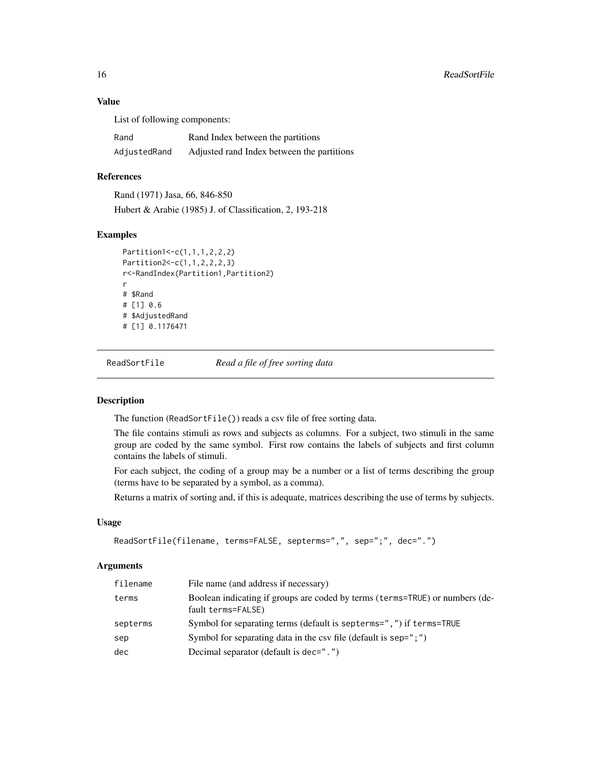### Value

List of following components:

| | |
|---|---|
| Rand | Rand Index between the partitions |
| AdjustedRand | Adjusted rand Index between the partitions |

### References

Rand (1971) Jasa, 66, 846-850

Hubert & Arabie (1985) J. of Classification, 2, 193-218

### Examples

```
Partition1<-c(1,1,1,2,2,2)
Partition2<-c(1,1,2,2,2,3)
r<-RandIndex(Partition1,Partition2)
r
# $Rand
# [1] 0.6
# $AdjustedRand
# [1] 0.1176471
```

---

## ReadSortFile — *Read a file of free sorting data*

### Description

The function (ReadSortFile()) reads a csv file of free sorting data.

The file contains stimuli as rows and subjects as columns. For a subject, two stimuli in the same group are coded by the same symbol. First row contains the labels of subjects and first column contains the labels of stimuli.

For each subject, the coding of a group may be a number or a list of terms describing the group (terms have to be separated by a symbol, as a comma).

Returns a matrix of sorting and, if this is adequate, matrices describing the use of terms by subjects.

### Usage

```
ReadSortFile(filename, terms=FALSE, septerms=",", sep=";", dec=".")
```

### Arguments

| | |
|---|---|
| filename | File name (and address if necessary) |
| terms | Boolean indicating if groups are coded by terms (terms=TRUE) or numbers (default terms=FALSE) |
| septerms | Symbol for separating terms (default is septerms=",") if terms=TRUE |
| sep | Symbol for separating data in the csv file (default is sep=";") |
| dec | Decimal separator (default is dec=".") |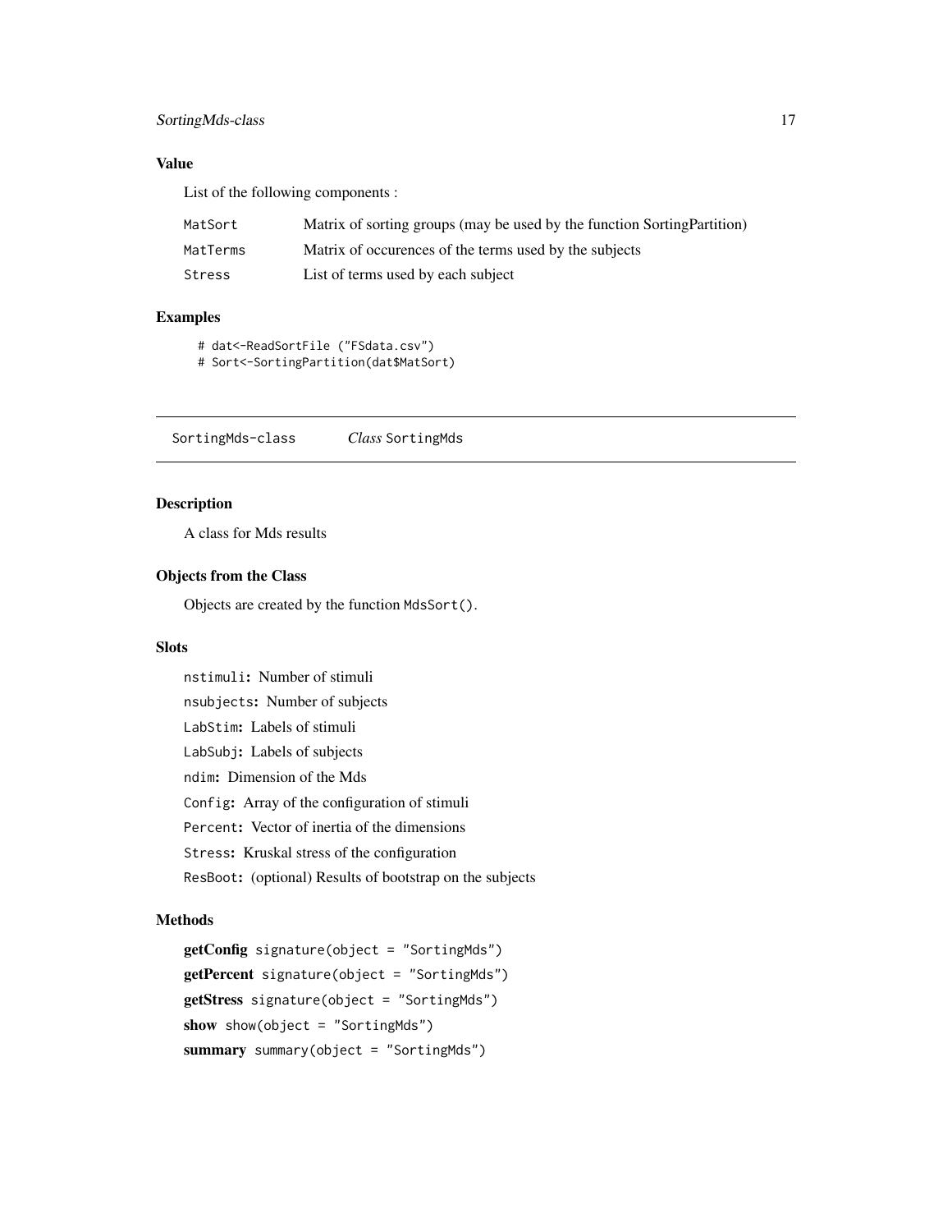### Value

List of the following components :

| | |
|---|---|
| MatSort | Matrix of sorting groups (may be used by the function SortingPartition) |
| MatTerms | Matrix of occurences of the terms used by the subjects |
| Stress | List of terms used by each subject |

### Examples

```
# dat<-ReadSortFile ("FSdata.csv")
# Sort<-SortingPartition(dat$MatSort)
```

---

## SortingMds-class    *Class* SortingMds

---

### Description

A class for Mds results

### Objects from the Class

Objects are created by the function `MdsSort()`.

### Slots

`nstimuli`: Number of stimuli

`nsubjects`: Number of subjects

`LabStim`: Labels of stimuli

`LabSubj`: Labels of subjects

`ndim`: Dimension of the Mds

`Config`: Array of the configuration of stimuli

`Percent`: Vector of inertia of the dimensions

`Stress`: Kruskal stress of the configuration

`ResBoot`: (optional) Results of bootstrap on the subjects

### Methods

**getConfig** `signature(object = "SortingMds")`

**getPercent** `signature(object = "SortingMds")`

**getStress** `signature(object = "SortingMds")`

**show** `show(object = "SortingMds")`

**summary** `summary(object = "SortingMds")`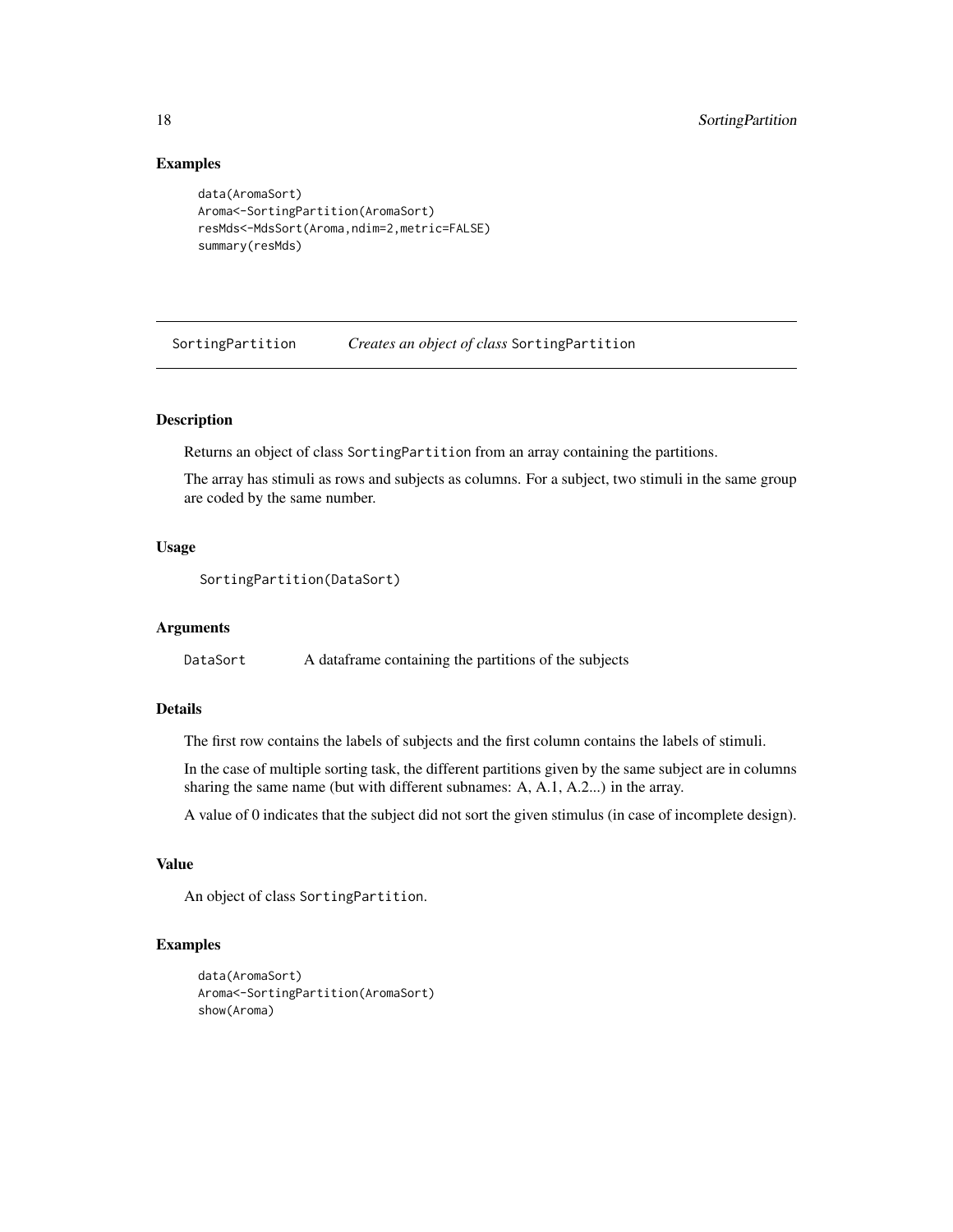## Examples

```
data(AromaSort)
Aroma<-SortingPartition(AromaSort)
resMds<-MdsSort(Aroma,ndim=2,metric=FALSE)
summary(resMds)
```

---

SortingPartition *Creates an object of class* SortingPartition

---

## Description

Returns an object of class SortingPartition from an array containing the partitions.

The array has stimuli as rows and subjects as columns. For a subject, two stimuli in the same group are coded by the same number.

## Usage

```
SortingPartition(DataSort)
```

## Arguments

| | |
|---|---|
| DataSort | A dataframe containing the partitions of the subjects |

## Details

The first row contains the labels of subjects and the first column contains the labels of stimuli.

In the case of multiple sorting task, the different partitions given by the same subject are in columns sharing the same name (but with different subnames: A, A.1, A.2...) in the array.

A value of 0 indicates that the subject did not sort the given stimulus (in case of incomplete design).

## Value

An object of class SortingPartition.

## Examples

```
data(AromaSort)
Aroma<-SortingPartition(AromaSort)
show(Aroma)
```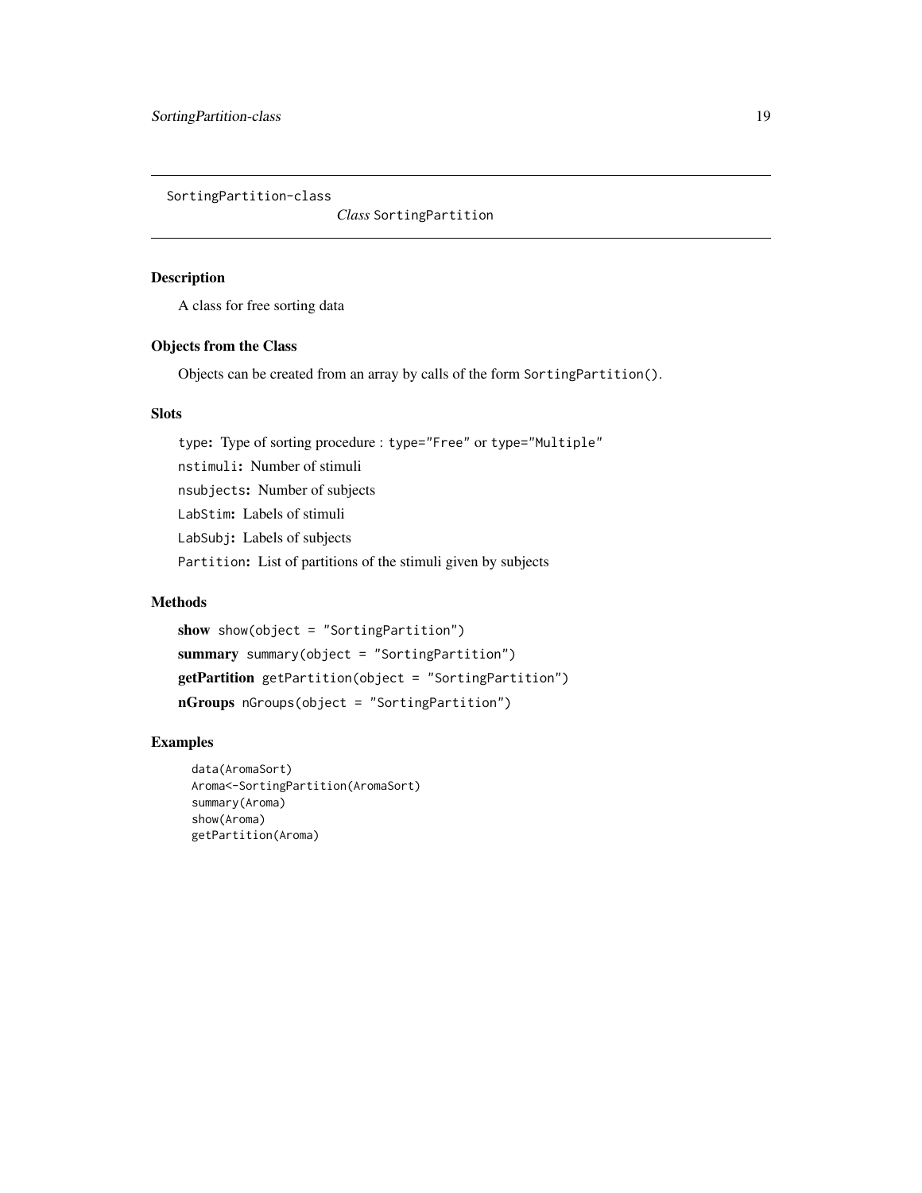## SortingPartition-class

*Class* `SortingPartition`

### Description

A class for free sorting data

### Objects from the Class

Objects can be created from an array by calls of the form `SortingPartition()`.

### Slots

`type`**:** Type of sorting procedure : `type="Free"` or `type="Multiple"`

`nstimuli`**:** Number of stimuli

`nsubjects`**:** Number of subjects

`LabStim`**:** Labels of stimuli

`LabSubj`**:** Labels of subjects

`Partition`**:** List of partitions of the stimuli given by subjects

### Methods

**show** `show(object = "SortingPartition")`

**summary** `summary(object = "SortingPartition")`

**getPartition** `getPartition(object = "SortingPartition")`

**nGroups** `nGroups(object = "SortingPartition")`

### Examples

```
data(AromaSort)
Aroma<-SortingPartition(AromaSort)
summary(Aroma)
show(Aroma)
getPartition(Aroma)
```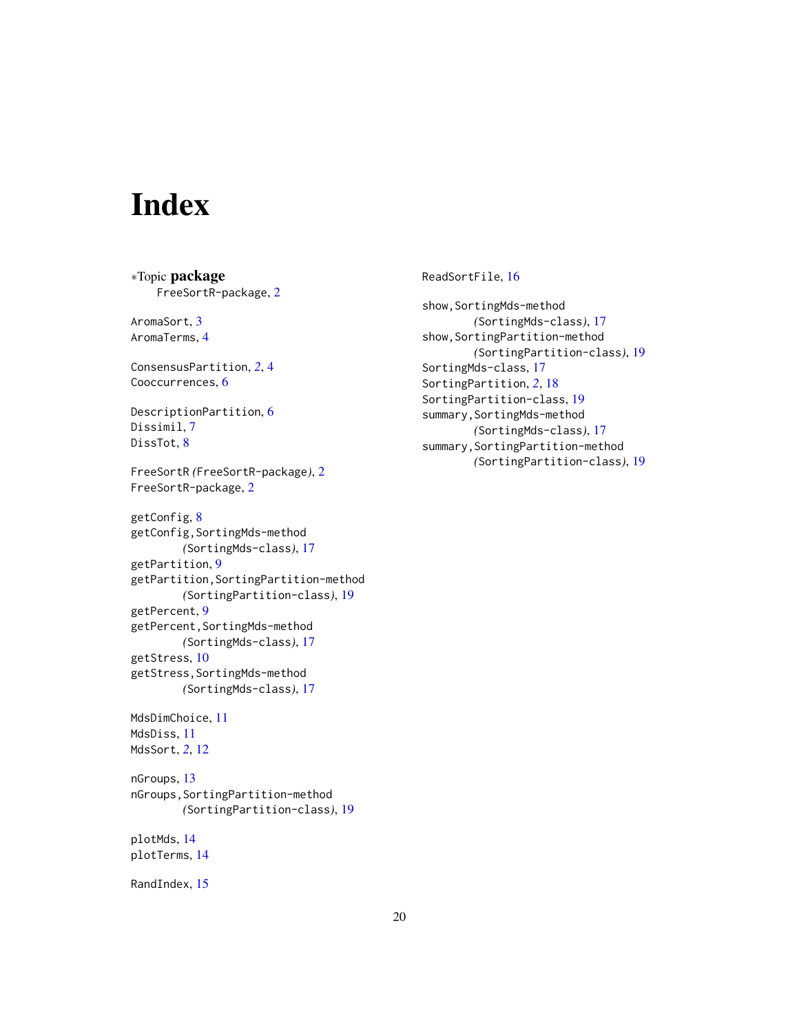# Index

∗Topic **package**
FreeSortR-package, 2

AromaSort, 3
AromaTerms, 4

ConsensusPartition, *2*, 4
Cooccurrences, 6

DescriptionPartition, 6
Dissimil, 7
DissTot, 8

FreeSortR *(*FreeSortR-package*)*, 2
FreeSortR-package, 2

getConfig, 8
getConfig,SortingMds-method *(*SortingMds-class*)*, 17
getPartition, 9
getPartition,SortingPartition-method *(*SortingPartition-class*)*, 19
getPercent, 9
getPercent,SortingMds-method *(*SortingMds-class*)*, 17
getStress, 10
getStress,SortingMds-method *(*SortingMds-class*)*, 17

MdsDimChoice, 11
MdsDiss, 11
MdsSort, *2*, 12

nGroups, 13
nGroups,SortingPartition-method *(*SortingPartition-class*)*, 19

plotMds, 14
plotTerms, 14

RandIndex, 15

ReadSortFile, 16

show,SortingMds-method *(*SortingMds-class*)*, 17
show,SortingPartition-method *(*SortingPartition-class*)*, 19
SortingMds-class, 17
SortingPartition, *2*, 18
SortingPartition-class, 19
summary,SortingMds-method *(*SortingMds-class*)*, 17
summary,SortingPartition-method *(*SortingPartition-class*)*, 19